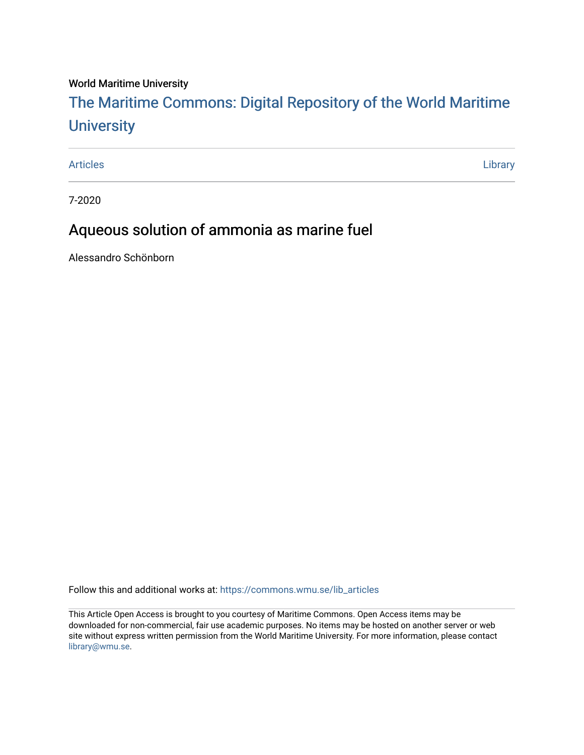World Maritime University

# The Maritime Commons: Digital Repository of the World Maritime University

Articles | Library

7-2020

## Aqueous solution of ammonia as marine fuel

Alessandro Schönborn

Follow this and additional works at: https://commons.wmu.se/lib_articles

This Article Open Access is brought to you courtesy of Maritime Commons. Open Access items may be downloaded for non-commercial, fair use academic purposes. No items may be hosted on another server or web site without express written permission from the World Maritime University. For more information, please contact library@wmu.se.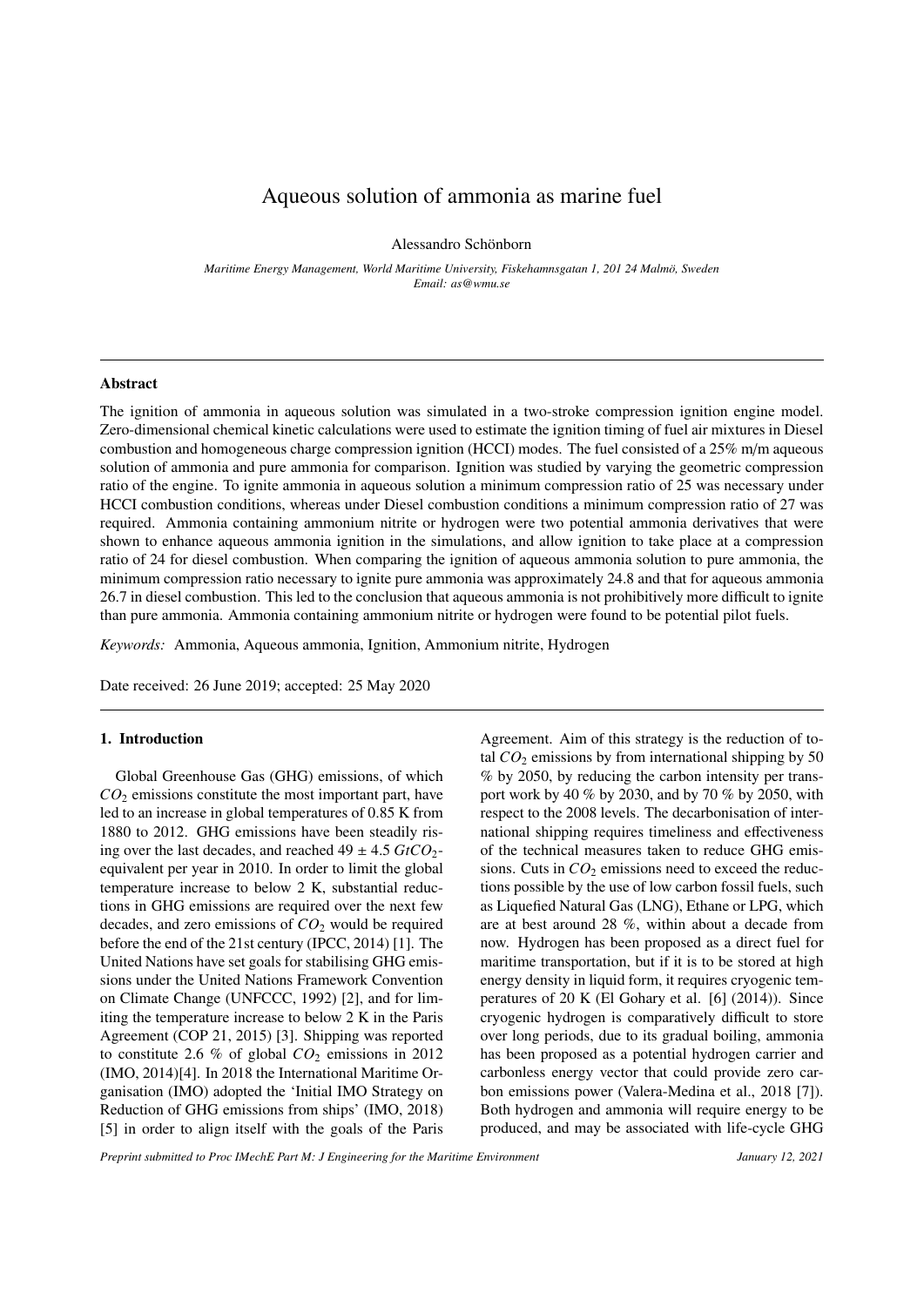# Aqueous solution of ammonia as marine fuel

Alessandro Schönborn

*Maritime Energy Management, World Maritime University, Fiskehamnsgatan 1, 201 24 Malmö, Sweden*
*Email: as@wmu.se*

---

## Abstract

The ignition of ammonia in aqueous solution was simulated in a two-stroke compression ignition engine model. Zero-dimensional chemical kinetic calculations were used to estimate the ignition timing of fuel air mixtures in Diesel combustion and homogeneous charge compression ignition (HCCI) modes. The fuel consisted of a 25% m/m aqueous solution of ammonia and pure ammonia for comparison. Ignition was studied by varying the geometric compression ratio of the engine. To ignite ammonia in aqueous solution a minimum compression ratio of 25 was necessary under HCCI combustion conditions, whereas under Diesel combustion conditions a minimum compression ratio of 27 was required. Ammonia containing ammonium nitrite or hydrogen were two potential ammonia derivatives that were shown to enhance aqueous ammonia ignition in the simulations, and allow ignition to take place at a compression ratio of 24 for diesel combustion. When comparing the ignition of aqueous ammonia solution to pure ammonia, the minimum compression ratio necessary to ignite pure ammonia was approximately 24.8 and that for aqueous ammonia 26.7 in diesel combustion. This led to the conclusion that aqueous ammonia is not prohibitively more difficult to ignite than pure ammonia. Ammonia containing ammonium nitrite or hydrogen were found to be potential pilot fuels.

*Keywords:* Ammonia, Aqueous ammonia, Ignition, Ammonium nitrite, Hydrogen

Date received: 26 June 2019; accepted: 25 May 2020

---

## 1. Introduction

Global Greenhouse Gas (GHG) emissions, of which $CO_2$ emissions constitute the most important part, have led to an increase in global temperatures of 0.85 K from 1880 to 2012. GHG emissions have been steadily rising over the last decades, and reached $49 \pm 4.5$ $GtCO_2$-equivalent per year in 2010. In order to limit the global temperature increase to below 2 K, substantial reductions in GHG emissions are required over the next few decades, and zero emissions of $CO_2$ would be required before the end of the 21st century (IPCC, 2014) [1]. The United Nations have set goals for stabilising GHG emissions under the United Nations Framework Convention on Climate Change (UNFCCC, 1992) [2], and for limiting the temperature increase to below 2 K in the Paris Agreement (COP 21, 2015) [3]. Shipping was reported to constitute 2.6 % of global $CO_2$ emissions in 2012 (IMO, 2014)[4]. In 2018 the International Maritime Organisation (IMO) adopted the 'Initial IMO Strategy on Reduction of GHG emissions from ships' (IMO, 2018) [5] in order to align itself with the goals of the Paris Agreement. Aim of this strategy is the reduction of total $CO_2$ emissions by from international shipping by 50 % by 2050, by reducing the carbon intensity per transport work by 40 % by 2030, and by 70 % by 2050, with respect to the 2008 levels. The decarbonisation of international shipping requires timeliness and effectiveness of the technical measures taken to reduce GHG emissions. Cuts in $CO_2$ emissions need to exceed the reductions possible by the use of low carbon fossil fuels, such as Liquefied Natural Gas (LNG), Ethane or LPG, which are at best around 28 %, within about a decade from now. Hydrogen has been proposed as a direct fuel for maritime transportation, but if it is to be stored at high energy density in liquid form, it requires cryogenic temperatures of 20 K (El Gohary et al. [6] (2014)). Since cryogenic hydrogen is comparatively difficult to store over long periods, due to its gradual boiling, ammonia has been proposed as a potential hydrogen carrier and carbonless energy vector that could provide zero carbon emissions power (Valera-Medina et al., 2018 [7]). Both hydrogen and ammonia will require energy to be produced, and may be associated with life-cycle GHG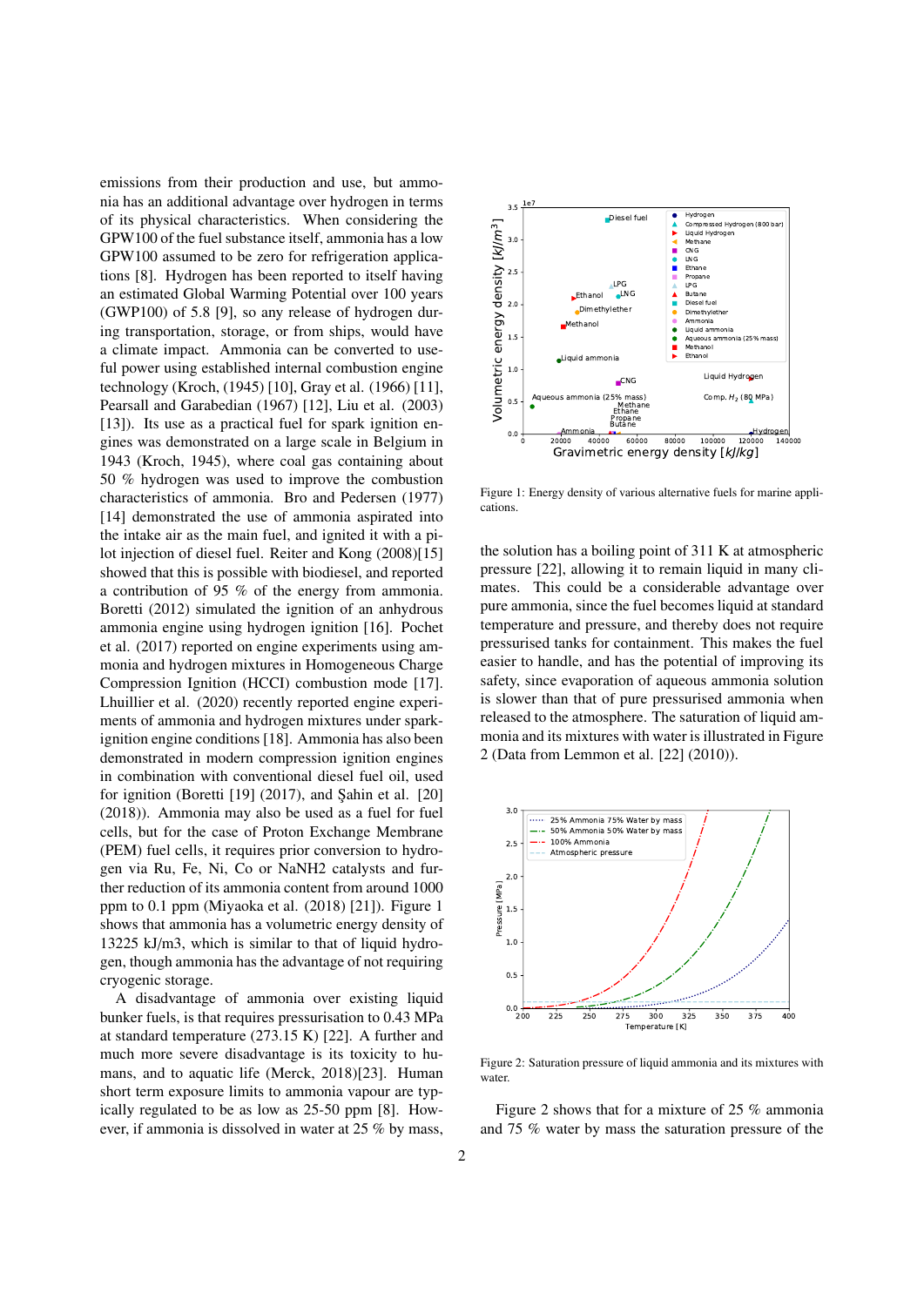emissions from their production and use, but ammonia has an additional advantage over hydrogen in terms of its physical characteristics. When considering the GPW100 of the fuel substance itself, ammonia has a low GPW100 assumed to be zero for refrigeration applications [8]. Hydrogen has been reported to itself having an estimated Global Warming Potential over 100 years (GWP100) of 5.8 [9], so any release of hydrogen during transportation, storage, or from ships, would have a climate impact. Ammonia can be converted to useful power using established internal combustion engine technology (Kroch, (1945) [10], Gray et al. (1966) [11], Pearsall and Garabedian (1967) [12], Liu et al. (2003) [13]). Its use as a practical fuel for spark ignition engines was demonstrated on a large scale in Belgium in 1943 (Kroch, 1945), where coal gas containing about 50 % hydrogen was used to improve the combustion characteristics of ammonia. Bro and Pedersen (1977) [14] demonstrated the use of ammonia aspirated into the intake air as the main fuel, and ignited it with a pilot injection of diesel fuel. Reiter and Kong (2008)[15] showed that this is possible with biodiesel, and reported a contribution of 95 % of the energy from ammonia. Boretti (2012) simulated the ignition of an anhydrous ammonia engine using hydrogen ignition [16]. Pochet et al. (2017) reported on engine experiments using ammonia and hydrogen mixtures in Homogeneous Charge Compression Ignition (HCCI) combustion mode [17]. Lhuillier et al. (2020) recently reported engine experiments of ammonia and hydrogen mixtures under spark-ignition engine conditions [18]. Ammonia has also been demonstrated in modern compression ignition engines in combination with conventional diesel fuel oil, used for ignition (Boretti [19] (2017), and Şahin et al. [20] (2018)). Ammonia may also be used as a fuel for fuel cells, but for the case of Proton Exchange Membrane (PEM) fuel cells, it requires prior conversion to hydrogen via Ru, Fe, Ni, Co or NaNH2 catalysts and further reduction of its ammonia content from around 1000 ppm to 0.1 ppm (Miyaoka et al. (2018) [21]). Figure 1 shows that ammonia has a volumetric energy density of 13225 kJ/m3, which is similar to that of liquid hydrogen, though ammonia has the advantage of not requiring cryogenic storage.

A disadvantage of ammonia over existing liquid bunker fuels, is that requires pressurisation to 0.43 MPa at standard temperature (273.15 K) [22]. A further and much more severe disadvantage is its toxicity to humans, and to aquatic life (Merck, 2018)[23]. Human short term exposure limits to ammonia vapour are typically regulated to be as low as 25-50 ppm [8]. However, if ammonia is dissolved in water at 25 % by mass, the solution has a boiling point of 311 K at atmospheric pressure [22], allowing it to remain liquid in many climates. This could be a considerable advantage over pure ammonia, since the fuel becomes liquid at standard temperature and pressure, and thereby does not require pressurised tanks for containment. This makes the fuel easier to handle, and has the potential of improving its safety, since evaporation of aqueous ammonia solution is slower than that of pure pressurised ammonia when released to the atmosphere. The saturation of liquid ammonia and its mixtures with water is illustrated in Figure 2 (Data from Lemmon et al. [22] (2010)).

Figure 1: Energy density of various alternative fuels for marine applications.

Figure 2: Saturation pressure of liquid ammonia and its mixtures with water.

Figure 2 shows that for a mixture of 25 % ammonia and 75 % water by mass the saturation pressure of the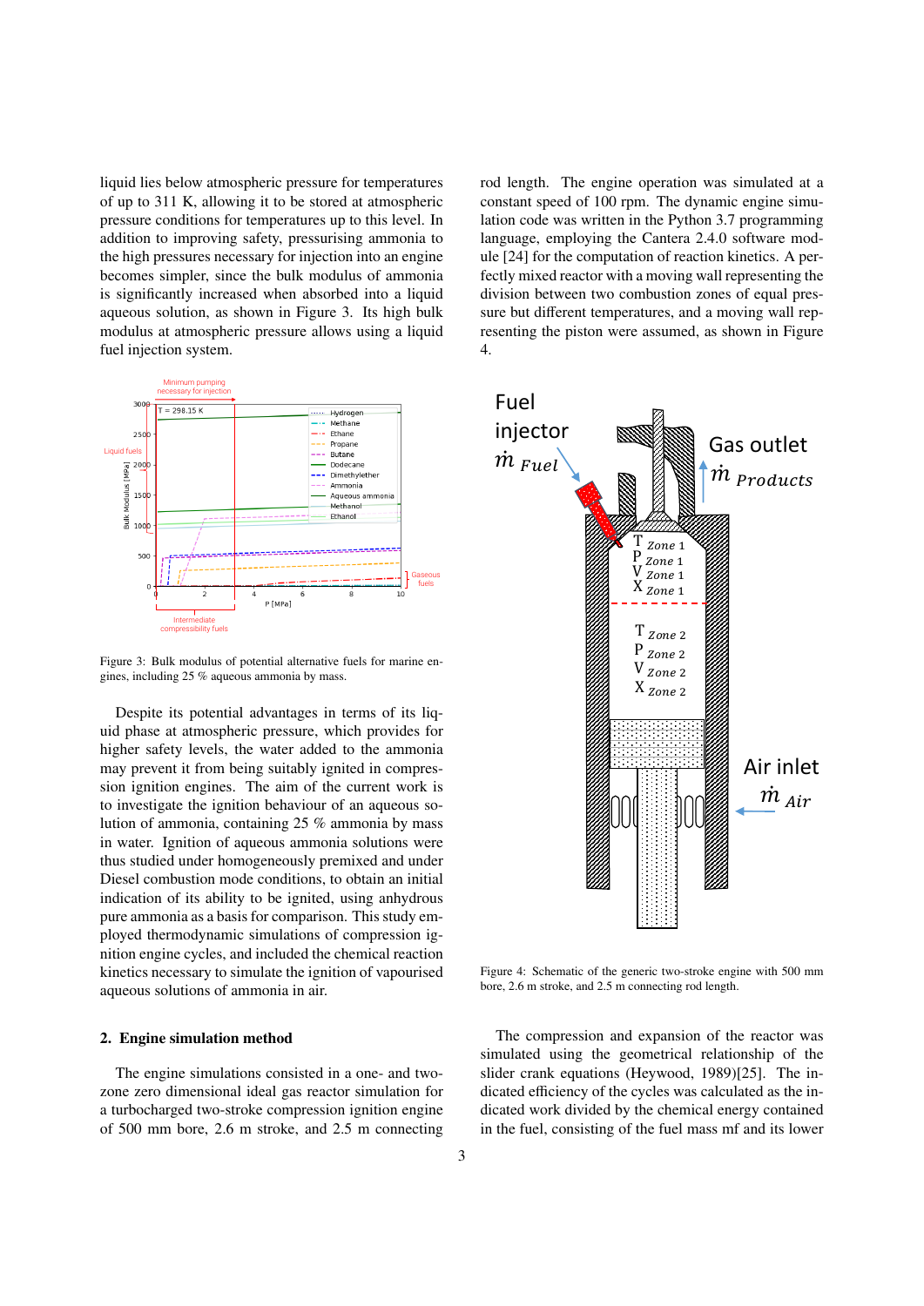liquid lies below atmospheric pressure for temperatures of up to 311 K, allowing it to be stored at atmospheric pressure conditions for temperatures up to this level. In addition to improving safety, pressurising ammonia to the high pressures necessary for injection into an engine becomes simpler, since the bulk modulus of ammonia is significantly increased when absorbed into a liquid aqueous solution, as shown in Figure 3. Its high bulk modulus at atmospheric pressure allows using a liquid fuel injection system.

Figure 3: Bulk modulus of potential alternative fuels for marine engines, including 25 % aqueous ammonia by mass.

Despite its potential advantages in terms of its liquid phase at atmospheric pressure, which provides for higher safety levels, the water added to the ammonia may prevent it from being suitably ignited in compression ignition engines. The aim of the current work is to investigate the ignition behaviour of an aqueous solution of ammonia, containing 25 % ammonia by mass in water. Ignition of aqueous ammonia solutions were thus studied under homogeneously premixed and under Diesel combustion mode conditions, to obtain an initial indication of its ability to be ignited, using anhydrous pure ammonia as a basis for comparison. This study employed thermodynamic simulations of compression ignition engine cycles, and included the chemical reaction kinetics necessary to simulate the ignition of vapourised aqueous solutions of ammonia in air.

## 2. Engine simulation method

The engine simulations consisted in a one- and two-zone zero dimensional ideal gas reactor simulation for a turbocharged two-stroke compression ignition engine of 500 mm bore, 2.6 m stroke, and 2.5 m connecting rod length. The engine operation was simulated at a constant speed of 100 rpm. The dynamic engine simulation code was written in the Python 3.7 programming language, employing the Cantera 2.4.0 software module [24] for the computation of reaction kinetics. A perfectly mixed reactor with a moving wall representing the division between two combustion zones of equal pressure but different temperatures, and a moving wall representing the piston were assumed, as shown in Figure 4.

Figure 4: Schematic of the generic two-stroke engine with 500 mm bore, 2.6 m stroke, and 2.5 m connecting rod length.

The compression and expansion of the reactor was simulated using the geometrical relationship of the slider crank equations (Heywood, 1989)[25]. The indicated efficiency of the cycles was calculated as the indicated work divided by the chemical energy contained in the fuel, consisting of the fuel mass mf and its lower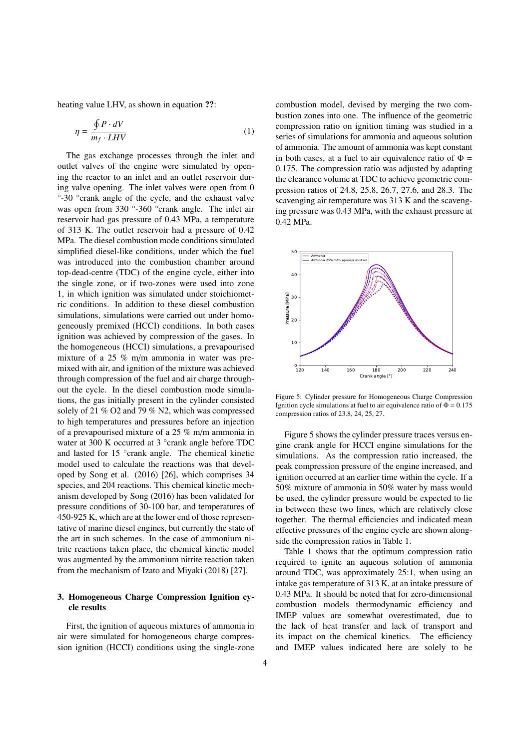heating value LHV, as shown in equation ??:

$$\eta = \frac{\oint P \cdot dV}{m_f \cdot LHV} \tag{1}$$

The gas exchange processes through the inlet and outlet valves of the engine were simulated by opening the reactor to an inlet and an outlet reservoir during valve opening. The inlet valves were open from 0 °-30 °crank angle of the cycle, and the exhaust valve was open from 330 °-360 °crank angle. The inlet air reservoir had gas pressure of 0.43 MPa, a temperature of 313 K. The outlet reservoir had a pressure of 0.42 MPa. The diesel combustion mode conditions simulated simplified diesel-like conditions, under which the fuel was introduced into the combustion chamber around top-dead-centre (TDC) of the engine cycle, either into the single zone, or if two-zones were used into zone 1, in which ignition was simulated under stoichiometric conditions. In addition to these diesel combustion simulations, simulations were carried out under homogeneously premixed (HCCI) conditions. In both cases ignition was achieved by compression of the gases. In the homogeneous (HCCI) simulations, a prevapourised mixture of a 25 % m/m ammonia in water was premixed with air, and ignition of the mixture was achieved through compression of the fuel and air charge throughout the cycle. In the diesel combustion mode simulations, the gas initially present in the cylinder consisted solely of 21 % O2 and 79 % N2, which was compressed to high temperatures and pressures before an injection of a prevapourised mixture of a 25 % m/m ammonia in water at 300 K occurred at 3 °crank angle before TDC and lasted for 15 °crank angle. The chemical kinetic model used to calculate the reactions was that developed by Song et al. (2016) [26], which comprises 34 species, and 204 reactions. This chemical kinetic mechanism developed by Song (2016) has been validated for pressure conditions of 30-100 bar, and temperatures of 450-925 K, which are at the lower end of those representative of marine diesel engines, but currently the state of the art in such schemes. In the case of ammonium nitrite reactions taken place, the chemical kinetic model was augmented by the ammonium nitrite reaction taken from the mechanism of Izato and Miyaki (2018) [27].

## 3. Homogeneous Charge Compression Ignition cycle results

First, the ignition of aqueous mixtures of ammonia in air were simulated for homogeneous charge compression ignition (HCCI) conditions using the single-zone combustion model, devised by merging the two combustion zones into one. The influence of the geometric compression ratio on ignition timing was studied in a series of simulations for ammonia and aqueous solution of ammonia. The amount of ammonia was kept constant in both cases, at a fuel to air equivalence ratio of $\Phi$ = 0.175. The compression ratio was adjusted by adapting the clearance volume at TDC to achieve geometric compression ratios of 24.8, 25.8, 26.7, 27.6, and 28.3. The scavenging air temperature was 313 K and the scavenging pressure was 0.43 MPa, with the exhaust pressure at 0.42 MPa.

Figure 5: Cylinder pressure for Homogeneous Charge Compression Ignition cycle simulations at fuel to air equivalence ratio of $\Phi$ = 0.175 compression ratios of 23.8, 24, 25, 27.

Figure 5 shows the cylinder pressure traces versus engine crank angle for HCCI engine simulations for the simulations. As the compression ratio increased, the peak compression pressure of the engine increased, and ignition occurred at an earlier time within the cycle. If a 50% mixture of ammonia in 50% water by mass would be used, the cylinder pressure would be expected to lie in between these two lines, which are relatively close together. The thermal efficiencies and indicated mean effective pressures of the engine cycle are shown alongside the compression ratios in Table 1.

Table 1 shows that the optimum compression ratio required to ignite an aqueous solution of ammonia around TDC, was approximately 25:1, when using an intake gas temperature of 313 K, at an intake pressure of 0.43 MPa. It should be noted that for zero-dimensional combustion models thermodynamic efficiency and IMEP values are somewhat overestimated, due to the lack of heat transfer and lack of transport and its impact on the chemical kinetics. The efficiency and IMEP values indicated here are solely to be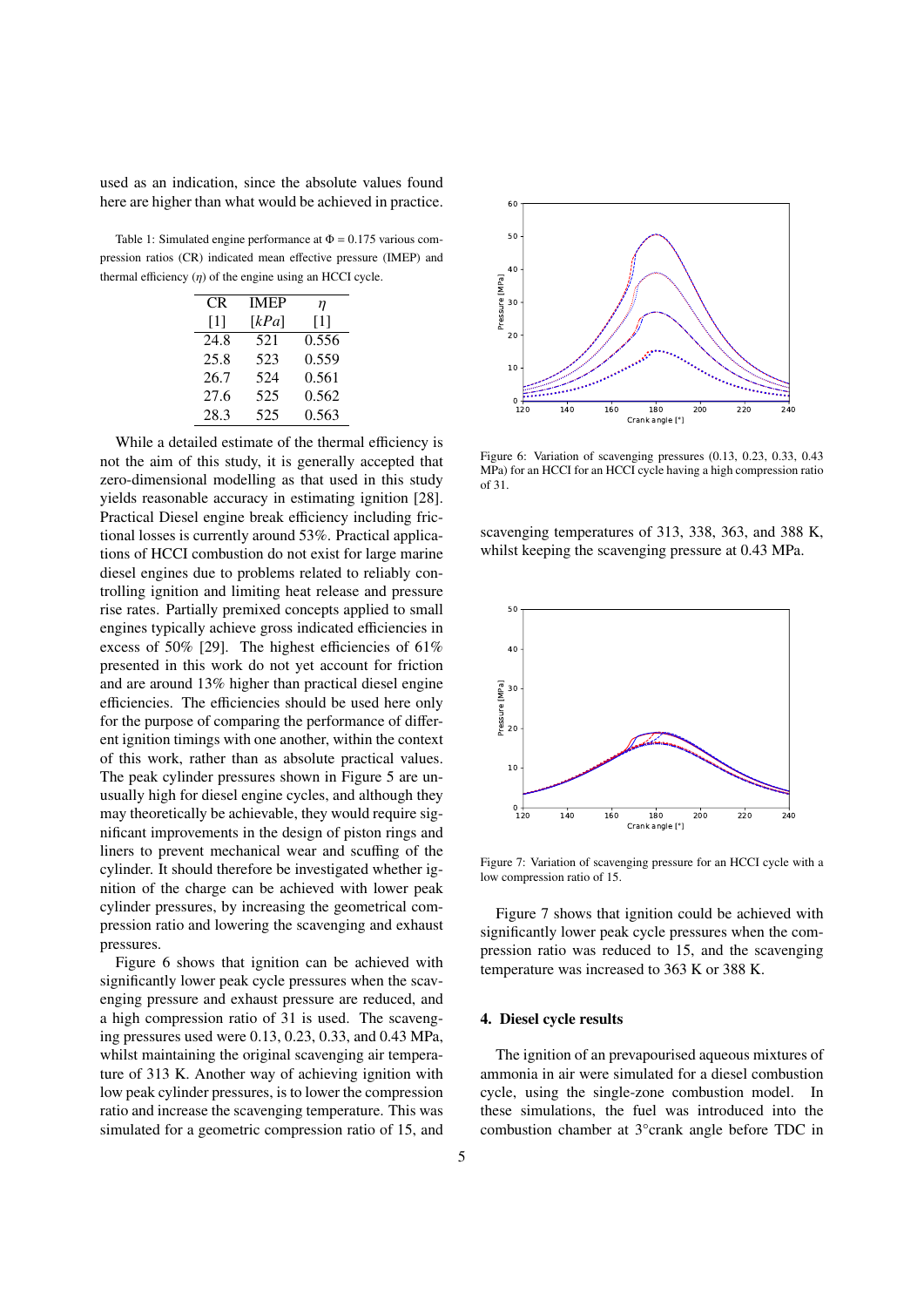used as an indication, since the absolute values found here are higher than what would be achieved in practice.

Table 1: Simulated engine performance at $\Phi$ = 0.175 various compression ratios (CR) indicated mean effective pressure (IMEP) and thermal efficiency ($\eta$) of the engine using an HCCI cycle.

| CR | IMEP | $\eta$ |
|---|---|---|
| [1] | [$kPa$] | [1] |
| 24.8 | 521 | 0.556 |
| 25.8 | 523 | 0.559 |
| 26.7 | 524 | 0.561 |
| 27.6 | 525 | 0.562 |
| 28.3 | 525 | 0.563 |

While a detailed estimate of the thermal efficiency is not the aim of this study, it is generally accepted that zero-dimensional modelling as that used in this study yields reasonable accuracy in estimating ignition [28]. Practical Diesel engine break efficiency including frictional losses is currently around 53%. Practical applications of HCCI combustion do not exist for large marine diesel engines due to problems related to reliably controlling ignition and limiting heat release and pressure rise rates. Partially premixed concepts applied to small engines typically achieve gross indicated efficiencies in excess of 50% [29]. The highest efficiencies of 61% presented in this work do not yet account for friction and are around 13% higher than practical diesel engine efficiencies. The efficiencies should be used here only for the purpose of comparing the performance of different ignition timings with one another, within the context of this work, rather than as absolute practical values. The peak cylinder pressures shown in Figure 5 are unusually high for diesel engine cycles, and although they may theoretically be achievable, they would require significant improvements in the design of piston rings and liners to prevent mechanical wear and scuffing of the cylinder. It should therefore be investigated whether ignition of the charge can be achieved with lower peak cylinder pressures, by increasing the geometrical compression ratio and lowering the scavenging and exhaust pressures.

Figure 6 shows that ignition can be achieved with significantly lower peak cycle pressures when the scavenging pressure and exhaust pressure are reduced, and a high compression ratio of 31 is used. The scavenging pressures used were 0.13, 0.23, 0.33, and 0.43 MPa, whilst maintaining the original scavenging air temperature of 313 K. Another way of achieving ignition with low peak cylinder pressures, is to lower the compression ratio and increase the scavenging temperature. This was simulated for a geometric compression ratio of 15, and scavenging temperatures of 313, 338, 363, and 388 K, whilst keeping the scavenging pressure at 0.43 MPa.

Figure 6: Variation of scavenging pressures (0.13, 0.23, 0.33, 0.43 MPa) for an HCCI for an HCCI cycle having a high compression ratio of 31.

Figure 7: Variation of scavenging pressure for an HCCI cycle with a low compression ratio of 15.

Figure 7 shows that ignition could be achieved with significantly lower peak cycle pressures when the compression ratio was reduced to 15, and the scavenging temperature was increased to 363 K or 388 K.

## 4. Diesel cycle results

The ignition of an prevapourised aqueous mixtures of ammonia in air were simulated for a diesel combustion cycle, using the single-zone combustion model. In these simulations, the fuel was introduced into the combustion chamber at 3°crank angle before TDC in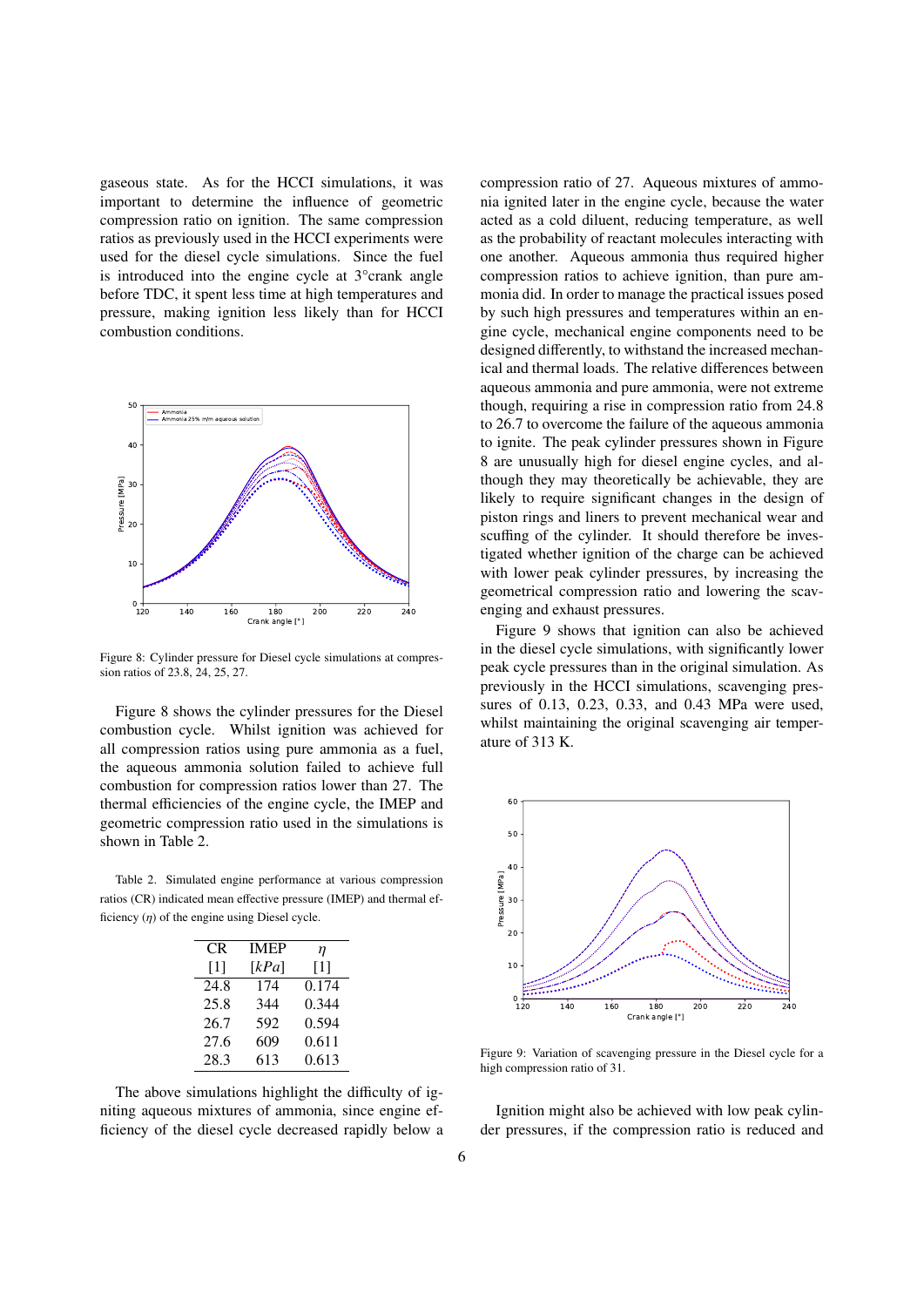gaseous state. As for the HCCI simulations, it was important to determine the influence of geometric compression ratio on ignition. The same compression ratios as previously used in the HCCI experiments were used for the diesel cycle simulations. Since the fuel is introduced into the engine cycle at 3°crank angle before TDC, it spent less time at high temperatures and pressure, making ignition less likely than for HCCI combustion conditions.

Figure 8: Cylinder pressure for Diesel cycle simulations at compression ratios of 23.8, 24, 25, 27.

Figure 8 shows the cylinder pressures for the Diesel combustion cycle. Whilst ignition was achieved for all compression ratios using pure ammonia as a fuel, the aqueous ammonia solution failed to achieve full combustion for compression ratios lower than 27. The thermal efficiencies of the engine cycle, the IMEP and geometric compression ratio used in the simulations is shown in Table 2.

Table 2. Simulated engine performance at various compression ratios (CR) indicated mean effective pressure (IMEP) and thermal efficiency ($\eta$) of the engine using Diesel cycle.

| CR | IMEP | $\eta$ |
|---|---|---|
| [1] | $[kPa]$ | [1] |
| 24.8 | 174 | 0.174 |
| 25.8 | 344 | 0.344 |
| 26.7 | 592 | 0.594 |
| 27.6 | 609 | 0.611 |
| 28.3 | 613 | 0.613 |

The above simulations highlight the difficulty of igniting aqueous mixtures of ammonia, since engine efficiency of the diesel cycle decreased rapidly below a compression ratio of 27. Aqueous mixtures of ammonia ignited later in the engine cycle, because the water acted as a cold diluent, reducing temperature, as well as the probability of reactant molecules interacting with one another. Aqueous ammonia thus required higher compression ratios to achieve ignition, than pure ammonia did. In order to manage the practical issues posed by such high pressures and temperatures within an engine cycle, mechanical engine components need to be designed differently, to withstand the increased mechanical and thermal loads. The relative differences between aqueous ammonia and pure ammonia, were not extreme though, requiring a rise in compression ratio from 24.8 to 26.7 to overcome the failure of the aqueous ammonia to ignite. The peak cylinder pressures shown in Figure 8 are unusually high for diesel engine cycles, and although they may theoretically be achievable, they are likely to require significant changes in the design of piston rings and liners to prevent mechanical wear and scuffing of the cylinder. It should therefore be investigated whether ignition of the charge can be achieved with lower peak cylinder pressures, by increasing the geometrical compression ratio and lowering the scavenging and exhaust pressures.

Figure 9 shows that ignition can also be achieved in the diesel cycle simulations, with significantly lower peak cycle pressures than in the original simulation. As previously in the HCCI simulations, scavenging pressures of 0.13, 0.23, 0.33, and 0.43 MPa were used, whilst maintaining the original scavenging air temperature of 313 K.

Figure 9: Variation of scavenging pressure in the Diesel cycle for a high compression ratio of 31.

Ignition might also be achieved with low peak cylinder pressures, if the compression ratio is reduced and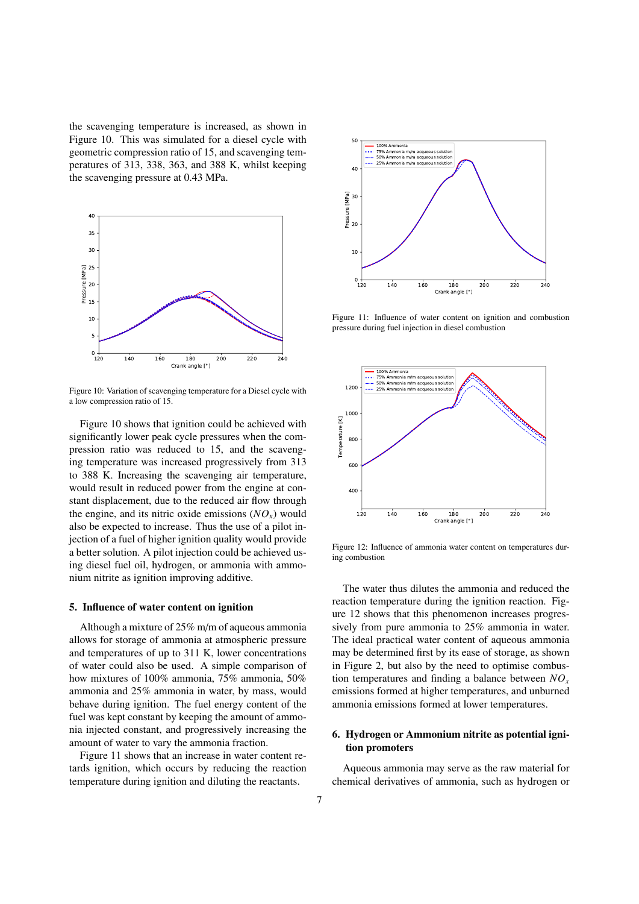the scavenging temperature is increased, as shown in Figure 10. This was simulated for a diesel cycle with geometric compression ratio of 15, and scavenging temperatures of 313, 338, 363, and 388 K, whilst keeping the scavenging pressure at 0.43 MPa.

Figure 10: Variation of scavenging temperature for a Diesel cycle with a low compression ratio of 15.

Figure 10 shows that ignition could be achieved with significantly lower peak cycle pressures when the compression ratio was reduced to 15, and the scavenging temperature was increased progressively from 313 to 388 K. Increasing the scavenging air temperature, would result in reduced power from the engine at constant displacement, due to the reduced air flow through the engine, and its nitric oxide emissions ($NO_x$) would also be expected to increase. Thus the use of a pilot injection of a fuel of higher ignition quality would provide a better solution. A pilot injection could be achieved using diesel fuel oil, hydrogen, or ammonia with ammonium nitrite as ignition improving additive.

## 5. Influence of water content on ignition

Although a mixture of 25% m/m of aqueous ammonia allows for storage of ammonia at atmospheric pressure and temperatures of up to 311 K, lower concentrations of water could also be used. A simple comparison of how mixtures of 100% ammonia, 75% ammonia, 50% ammonia and 25% ammonia in water, by mass, would behave during ignition. The fuel energy content of the fuel was kept constant by keeping the amount of ammonia injected constant, and progressively increasing the amount of water to vary the ammonia fraction.

Figure 11 shows that an increase in water content retards ignition, which occurs by reducing the reaction temperature during ignition and diluting the reactants.

Figure 11: Influence of water content on ignition and combustion pressure during fuel injection in diesel combustion

Figure 12: Influence of ammonia water content on temperatures during combustion

The water thus dilutes the ammonia and reduced the reaction temperature during the ignition reaction. Figure 12 shows that this phenomenon increases progressively from pure ammonia to 25% ammonia in water. The ideal practical water content of aqueous ammonia may be determined first by its ease of storage, as shown in Figure 2, but also by the need to optimise combustion temperatures and finding a balance between $NO_x$ emissions formed at higher temperatures, and unburned ammonia emissions formed at lower temperatures.

## 6. Hydrogen or Ammonium nitrite as potential ignition promoters

Aqueous ammonia may serve as the raw material for chemical derivatives of ammonia, such as hydrogen or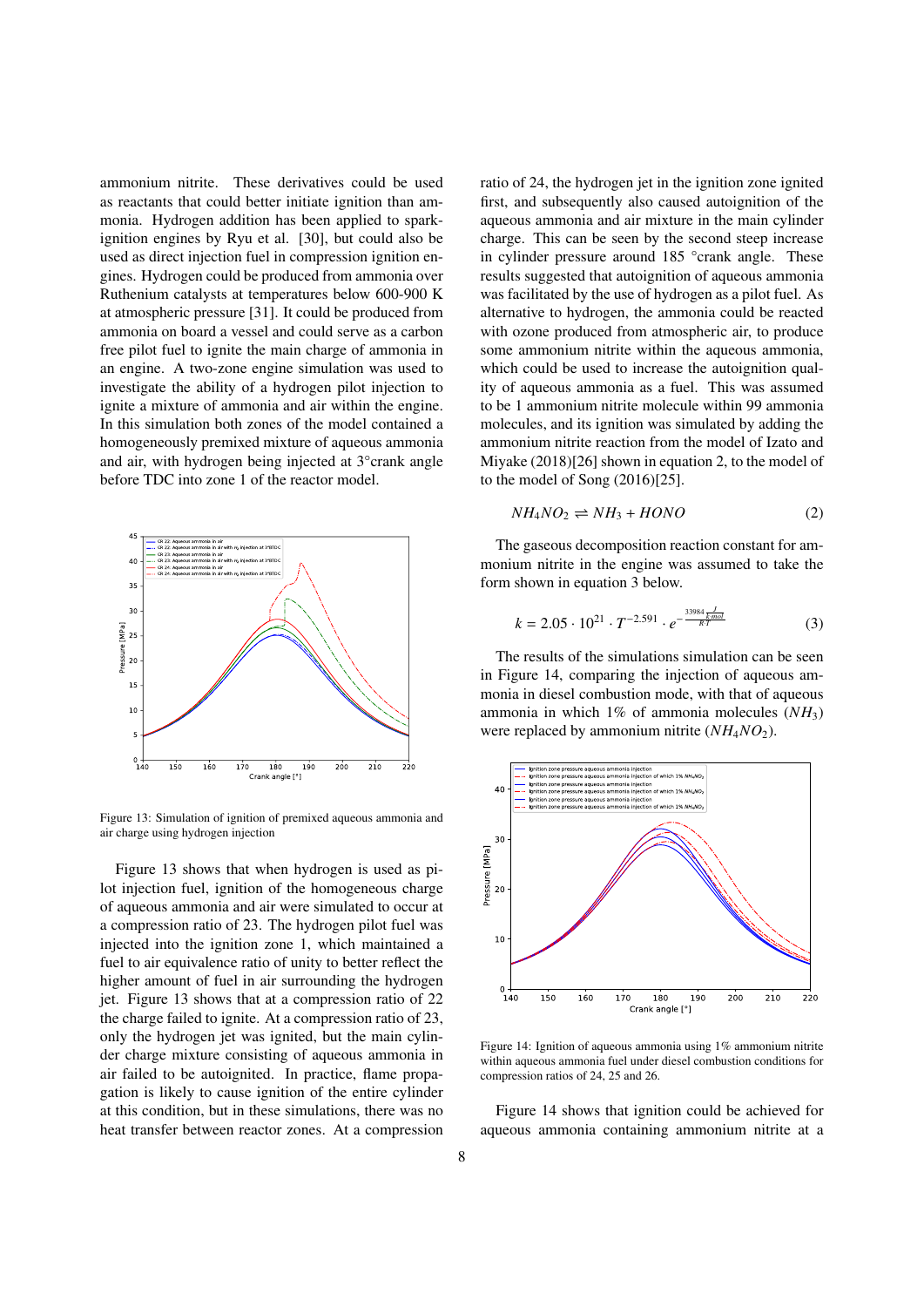ammonium nitrite. These derivatives could be used as reactants that could better initiate ignition than ammonia. Hydrogen addition has been applied to spark-ignition engines by Ryu et al. [30], but could also be used as direct injection fuel in compression ignition engines. Hydrogen could be produced from ammonia over Ruthenium catalysts at temperatures below 600-900 K at atmospheric pressure [31]. It could be produced from ammonia on board a vessel and could serve as a carbon free pilot fuel to ignite the main charge of ammonia in an engine. A two-zone engine simulation was used to investigate the ability of a hydrogen pilot injection to ignite a mixture of ammonia and air within the engine. In this simulation both zones of the model contained a homogeneously premixed mixture of aqueous ammonia and air, with hydrogen being injected at 3°crank angle before TDC into zone 1 of the reactor model.

Figure 13: Simulation of ignition of premixed aqueous ammonia and air charge using hydrogen injection

Figure 13 shows that when hydrogen is used as pilot injection fuel, ignition of the homogeneous charge of aqueous ammonia and air were simulated to occur at a compression ratio of 23. The hydrogen pilot fuel was injected into the ignition zone 1, which maintained a fuel to air equivalence ratio of unity to better reflect the higher amount of fuel in air surrounding the hydrogen jet. Figure 13 shows that at a compression ratio of 22 the charge failed to ignite. At a compression ratio of 23, only the hydrogen jet was ignited, but the main cylinder charge mixture consisting of aqueous ammonia in air failed to be autoignited. In practice, flame propagation is likely to cause ignition of the entire cylinder at this condition, but in these simulations, there was no heat transfer between reactor zones. At a compression ratio of 24, the hydrogen jet in the ignition zone ignited first, and subsequently also caused autoignition of the aqueous ammonia and air mixture in the main cylinder charge. This can be seen by the second steep increase in cylinder pressure around 185 °crank angle. These results suggested that autoignition of aqueous ammonia was facilitated by the use of hydrogen as a pilot fuel. As alternative to hydrogen, the ammonia could be reacted with ozone produced from atmospheric air, to produce some ammonium nitrite within the aqueous ammonia, which could be used to increase the autoignition quality of aqueous ammonia as a fuel. This was assumed to be 1 ammonium nitrite molecule within 99 ammonia molecules, and its ignition was simulated by adding the ammonium nitrite reaction from the model of Izato and Miyake (2018)[26] shown in equation 2, to the model of to the model of Song (2016)[25].

$$NH_4NO_2 \rightleftharpoons NH_3 + HONO \tag{2}$$

The gaseous decomposition reaction constant for ammonium nitrite in the engine was assumed to take the form shown in equation 3 below.

$$k = 2.05 \cdot 10^{21} \cdot T^{-2.591} \cdot e^{-\frac{33984 \frac{J}{k \cdot mol}}{RT}} \tag{3}$$

The results of the simulations simulation can be seen in Figure 14, comparing the injection of aqueous ammonia in diesel combustion mode, with that of aqueous ammonia in which 1% of ammonia molecules ($NH_3$) were replaced by ammonium nitrite ($NH_4NO_2$).

Figure 14: Ignition of aqueous ammonia using 1% ammonium nitrite within aqueous ammonia fuel under diesel combustion conditions for compression ratios of 24, 25 and 26.

Figure 14 shows that ignition could be achieved for aqueous ammonia containing ammonium nitrite at a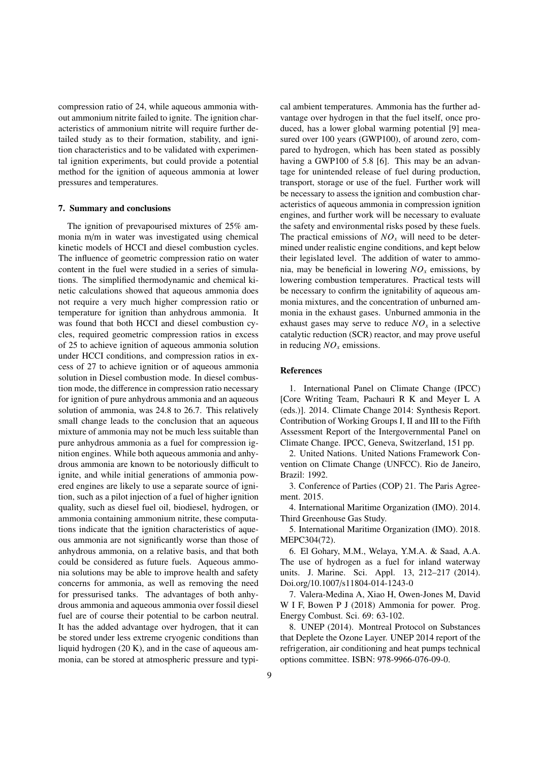compression ratio of 24, while aqueous ammonia without ammonium nitrite failed to ignite. The ignition characteristics of ammonium nitrite will require further detailed study as to their formation, stability, and ignition characteristics and to be validated with experimental ignition experiments, but could provide a potential method for the ignition of aqueous ammonia at lower pressures and temperatures.

## 7. Summary and conclusions

The ignition of prevapourised mixtures of 25% ammonia m/m in water was investigated using chemical kinetic models of HCCI and diesel combustion cycles. The influence of geometric compression ratio on water content in the fuel were studied in a series of simulations. The simplified thermodynamic and chemical kinetic calculations showed that aqueous ammonia does not require a very much higher compression ratio or temperature for ignition than anhydrous ammonia. It was found that both HCCI and diesel combustion cycles, required geometric compression ratios in excess of 25 to achieve ignition of aqueous ammonia solution under HCCI conditions, and compression ratios in excess of 27 to achieve ignition or of aqueous ammonia solution in Diesel combustion mode. In diesel combustion mode, the difference in compression ratio necessary for ignition of pure anhydrous ammonia and an aqueous solution of ammonia, was 24.8 to 26.7. This relatively small change leads to the conclusion that an aqueous mixture of ammonia may not be much less suitable than pure anhydrous ammonia as a fuel for compression ignition engines. While both aqueous ammonia and anhydrous ammonia are known to be notoriously difficult to ignite, and while initial generations of ammonia powered engines are likely to use a separate source of ignition, such as a pilot injection of a fuel of higher ignition quality, such as diesel fuel oil, biodiesel, hydrogen, or ammonia containing ammonium nitrite, these computations indicate that the ignition characteristics of aqueous ammonia are not significantly worse than those of anhydrous ammonia, on a relative basis, and that both could be considered as future fuels. Aqueous ammonia solutions may be able to improve health and safety concerns for ammonia, as well as removing the need for pressurised tanks. The advantages of both anhydrous ammonia and aqueous ammonia over fossil diesel fuel are of course their potential to be carbon neutral. It has the added advantage over hydrogen, that it can be stored under less extreme cryogenic conditions than liquid hydrogen (20 K), and in the case of aqueous ammonia, can be stored at atmospheric pressure and typical ambient temperatures. Ammonia has the further advantage over hydrogen in that the fuel itself, once produced, has a lower global warming potential [9] measured over 100 years (GWP100), of around zero, compared to hydrogen, which has been stated as possibly having a GWP100 of 5.8 [6]. This may be an advantage for unintended release of fuel during production, transport, storage or use of the fuel. Further work will be necessary to assess the ignition and combustion characteristics of aqueous ammonia in compression ignition engines, and further work will be necessary to evaluate the safety and environmental risks posed by these fuels. The practical emissions of $NO_x$ will need to be determined under realistic engine conditions, and kept below their legislated level. The addition of water to ammonia, may be beneficial in lowering $NO_x$ emissions, by lowering combustion temperatures. Practical tests will be necessary to confirm the ignitability of aqueous ammonia mixtures, and the concentration of unburned ammonia in the exhaust gases. Unburned ammonia in the exhaust gases may serve to reduce $NO_x$ in a selective catalytic reduction (SCR) reactor, and may prove useful in reducing $NO_x$ emissions.

## References

1. International Panel on Climate Change (IPCC) [Core Writing Team, Pachauri R K and Meyer L A (eds.)]. 2014. Climate Change 2014: Synthesis Report. Contribution of Working Groups I, II and III to the Fifth Assessment Report of the Intergovernmental Panel on Climate Change. IPCC, Geneva, Switzerland, 151 pp.
2. United Nations. United Nations Framework Convention on Climate Change (UNFCC). Rio de Janeiro, Brazil: 1992.
3. Conference of Parties (COP) 21. The Paris Agreement. 2015.
4. International Maritime Organization (IMO). 2014. Third Greenhouse Gas Study.
5. International Maritime Organization (IMO). 2018. MEPC304(72).
6. El Gohary, M.M., Welaya, Y.M.A. & Saad, A.A. The use of hydrogen as a fuel for inland waterway units. J. Marine. Sci. Appl. 13, 212–217 (2014). Doi.org/10.1007/s11804-014-1243-0
7. Valera-Medina A, Xiao H, Owen-Jones M, David W I F, Bowen P J (2018) Ammonia for power. Prog. Energy Combust. Sci. 69: 63-102.
8. UNEP (2014). Montreal Protocol on Substances that Deplete the Ozone Layer. UNEP 2014 report of the refrigeration, air conditioning and heat pumps technical options committee. ISBN: 978-9966-076-09-0.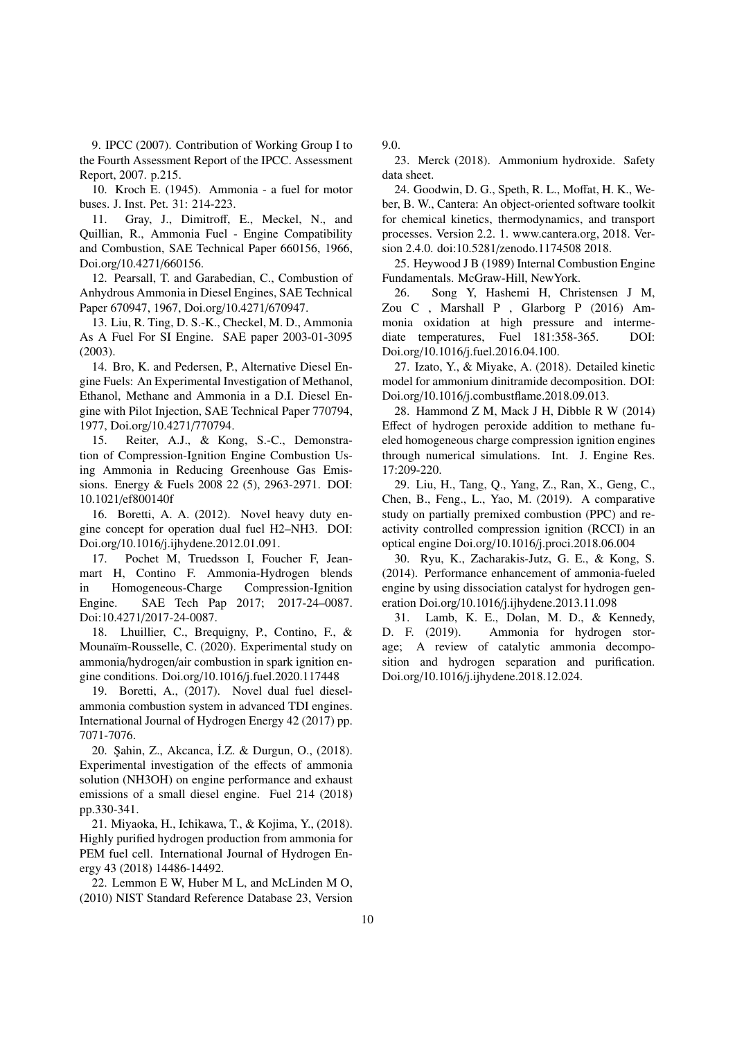9. IPCC (2007). Contribution of Working Group I to the Fourth Assessment Report of the IPCC. Assessment Report, 2007. p.215.

10. Kroch E. (1945). Ammonia - a fuel for motor buses. J. Inst. Pet. 31: 214-223.

11. Gray, J., Dimitroff, E., Meckel, N., and Quillian, R., Ammonia Fuel - Engine Compatibility and Combustion, SAE Technical Paper 660156, 1966, Doi.org/10.4271/660156.

12. Pearsall, T. and Garabedian, C., Combustion of Anhydrous Ammonia in Diesel Engines, SAE Technical Paper 670947, 1967, Doi.org/10.4271/670947.

13. Liu, R. Ting, D. S.-K., Checkel, M. D., Ammonia As A Fuel For SI Engine. SAE paper 2003-01-3095 (2003).

14. Bro, K. and Pedersen, P., Alternative Diesel Engine Fuels: An Experimental Investigation of Methanol, Ethanol, Methane and Ammonia in a D.I. Diesel Engine with Pilot Injection, SAE Technical Paper 770794, 1977, Doi.org/10.4271/770794.

15. Reiter, A.J., & Kong, S.-C., Demonstration of Compression-Ignition Engine Combustion Using Ammonia in Reducing Greenhouse Gas Emissions. Energy & Fuels 2008 22 (5), 2963-2971. DOI: 10.1021/ef800140f

16. Boretti, A. A. (2012). Novel heavy duty engine concept for operation dual fuel H2–NH3. DOI: Doi.org/10.1016/j.ijhydene.2012.01.091.

17. Pochet M, Truedsson I, Foucher F, Jeanmart H, Contino F. Ammonia-Hydrogen blends in Homogeneous-Charge Compression-Ignition Engine. SAE Tech Pap 2017; 2017-24–0087. Doi:10.4271/2017-24-0087.

18. Lhuillier, C., Brequigny, P., Contino, F., & Mounaïm-Rousselle, C. (2020). Experimental study on ammonia/hydrogen/air combustion in spark ignition engine conditions. Doi.org/10.1016/j.fuel.2020.117448

19. Boretti, A., (2017). Novel dual fuel diesel-ammonia combustion system in advanced TDI engines. International Journal of Hydrogen Energy 42 (2017) pp. 7071-7076.

20. Şahin, Z., Akcanca, İ.Z. & Durgun, O., (2018). Experimental investigation of the effects of ammonia solution (NH3OH) on engine performance and exhaust emissions of a small diesel engine. Fuel 214 (2018) pp.330-341.

21. Miyaoka, H., Ichikawa, T., & Kojima, Y., (2018). Highly purified hydrogen production from ammonia for PEM fuel cell. International Journal of Hydrogen Energy 43 (2018) 14486-14492.

22. Lemmon E W, Huber M L, and McLinden M O, (2010) NIST Standard Reference Database 23, Version 9.0.

23. Merck (2018). Ammonium hydroxide. Safety data sheet.

24. Goodwin, D. G., Speth, R. L., Moffat, H. K., Weber, B. W., Cantera: An object-oriented software toolkit for chemical kinetics, thermodynamics, and transport processes. Version 2.2. 1. www.cantera.org, 2018. Version 2.4.0. doi:10.5281/zenodo.1174508 2018.

25. Heywood J B (1989) Internal Combustion Engine Fundamentals. McGraw-Hill, NewYork.

26. Song Y, Hashemi H, Christensen J M, Zou C , Marshall P , Glarborg P (2016) Ammonia oxidation at high pressure and intermediate temperatures, Fuel 181:358-365. DOI: Doi.org/10.1016/j.fuel.2016.04.100.

27. Izato, Y., & Miyake, A. (2018). Detailed kinetic model for ammonium dinitramide decomposition. DOI: Doi.org/10.1016/j.combustflame.2018.09.013.

28. Hammond Z M, Mack J H, Dibble R W (2014) Effect of hydrogen peroxide addition to methane fueled homogeneous charge compression ignition engines through numerical simulations. Int. J. Engine Res. 17:209-220.

29. Liu, H., Tang, Q., Yang, Z., Ran, X., Geng, C., Chen, B., Feng., L., Yao, M. (2019). A comparative study on partially premixed combustion (PPC) and reactivity controlled compression ignition (RCCI) in an optical engine Doi.org/10.1016/j.proci.2018.06.004

30. Ryu, K., Zacharakis-Jutz, G. E., & Kong, S. (2014). Performance enhancement of ammonia-fueled engine by using dissociation catalyst for hydrogen generation Doi.org/10.1016/j.ijhydene.2013.11.098

31. Lamb, K. E., Dolan, M. D., & Kennedy, D. F. (2019). Ammonia for hydrogen storage; A review of catalytic ammonia decomposition and hydrogen separation and purification. Doi.org/10.1016/j.ijhydene.2018.12.024.